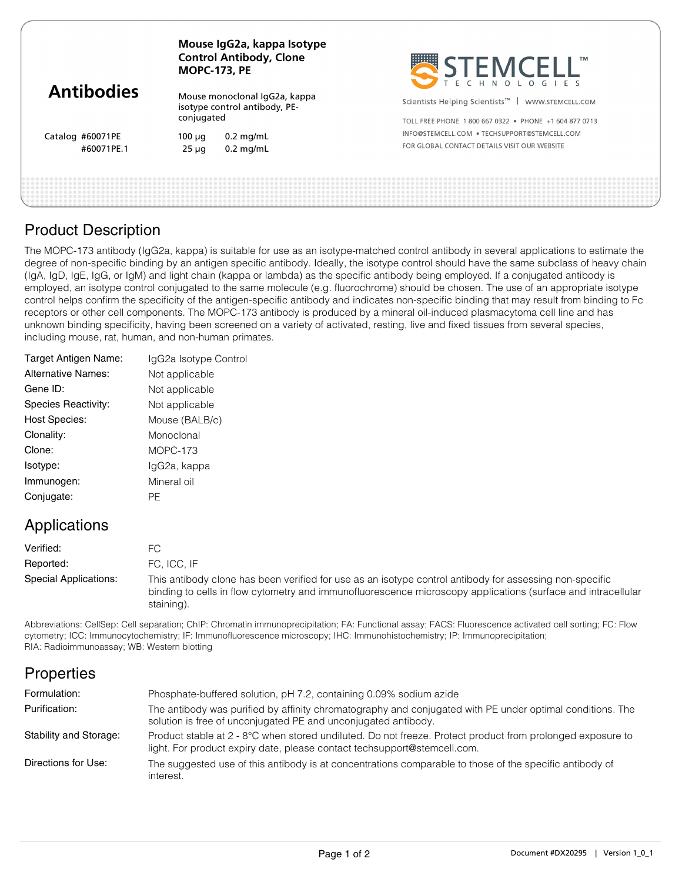# Antibodies

**Mouse IgG2a, kappa Isotype Control Antibody, Clone MOPC-173, PE**

Mouse monoclonal IgG2a, kappa isotype control antibody, PE-conjugated

| | | |
|---|---|---|
| Catalog #60071PE | 100 µg | 0.2 mg/mL |
| #60071PE.1 | 25 µg | 0.2 mg/mL |

STEMCELL™ TECHNOLOGIES

Scientists Helping Scientists™ | WWW.STEMCELL.COM

TOLL FREE PHONE 1 800 667 0322 • PHONE +1 604 877 0713
INFO@STEMCELL.COM • TECHSUPPORT@STEMCELL.COM
FOR GLOBAL CONTACT DETAILS VISIT OUR WEBSITE

## Product Description

The MOPC-173 antibody (IgG2a, kappa) is suitable for use as an isotype-matched control antibody in several applications to estimate the degree of non-specific binding by an antigen specific antibody. Ideally, the isotype control should have the same subclass of heavy chain (IgA, IgD, IgE, IgG, or IgM) and light chain (kappa or lambda) as the specific antibody being employed. If a conjugated antibody is employed, an isotype control conjugated to the same molecule (e.g. fluorochrome) should be chosen. The use of an appropriate isotype control helps confirm the specificity of the antigen-specific antibody and indicates non-specific binding that may result from binding to Fc receptors or other cell components. The MOPC-173 antibody is produced by a mineral oil-induced plasmacytoma cell line and has unknown binding specificity, having been screened on a variety of activated, resting, live and fixed tissues from several species, including mouse, rat, human, and non-human primates.

| | |
|---|---|
| Target Antigen Name: | IgG2a Isotype Control |
| Alternative Names: | Not applicable |
| Gene ID: | Not applicable |
| Species Reactivity: | Not applicable |
| Host Species: | Mouse (BALB/c) |
| Clonality: | Monoclonal |
| Clone: | MOPC-173 |
| Isotype: | IgG2a, kappa |
| Immunogen: | Mineral oil |
| Conjugate: | PE |

## Applications

| | |
|---|---|
| Verified: | FC |
| Reported: | FC, ICC, IF |
| Special Applications: | This antibody clone has been verified for use as an isotype control antibody for assessing non-specific binding to cells in flow cytometry and immunofluorescence microscopy applications (surface and intracellular staining). |

Abbreviations: CellSep: Cell separation; ChIP: Chromatin immunoprecipitation; FA: Functional assay; FACS: Fluorescence activated cell sorting; FC: Flow cytometry; ICC: Immunocytochemistry; IF: Immunofluorescence microscopy; IHC: Immunohistochemistry; IP: Immunoprecipitation; RIA: Radioimmunoassay; WB: Western blotting

## Properties

| | |
|---|---|
| Formulation: | Phosphate-buffered solution, pH 7.2, containing 0.09% sodium azide |
| Purification: | The antibody was purified by affinity chromatography and conjugated with PE under optimal conditions. The solution is free of unconjugated PE and unconjugated antibody. |
| Stability and Storage: | Product stable at 2 - 8°C when stored undiluted. Do not freeze. Protect product from prolonged exposure to light. For product expiry date, please contact techsupport@stemcell.com. |
| Directions for Use: | The suggested use of this antibody is at concentrations comparable to those of the specific antibody of interest. |

Document #DX20295 | Version 1_0_1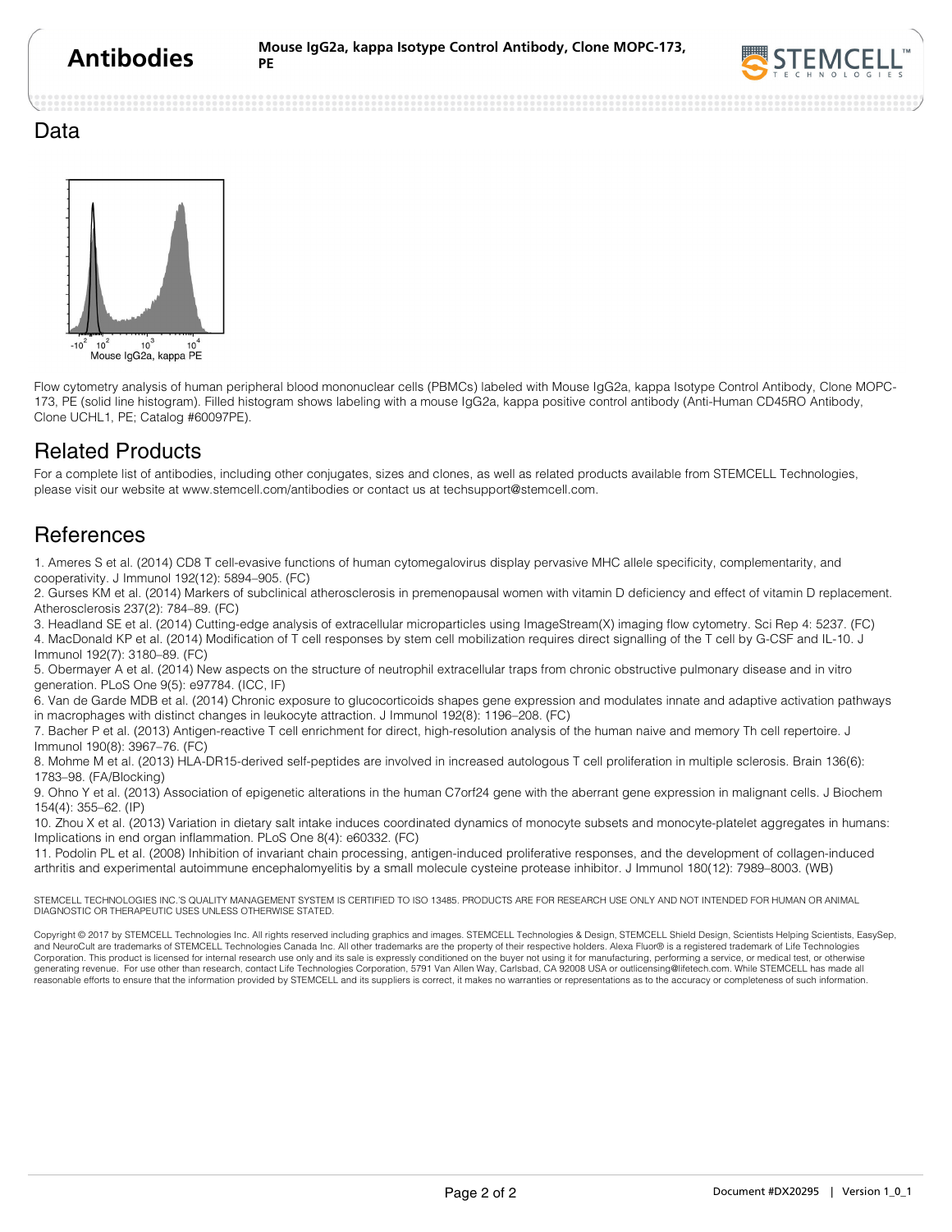## Data

-10[2] 10[2] 10[3] 10[4]
Mouse IgG2a, kappa PE

Flow cytometry analysis of human peripheral blood mononuclear cells (PBMCs) labeled with Mouse IgG2a, kappa Isotype Control Antibody, Clone MOPC-173, PE (solid line histogram). Filled histogram shows labeling with a mouse IgG2a, kappa positive control antibody (Anti-Human CD45RO Antibody, Clone UCHL1, PE; Catalog #60097PE).

## Related Products

For a complete list of antibodies, including other conjugates, sizes and clones, as well as related products available from STEMCELL Technologies, please visit our website at www.stemcell.com/antibodies or contact us at techsupport@stemcell.com.

## References

1. Ameres S et al. (2014) CD8 T cell-evasive functions of human cytomegalovirus display pervasive MHC allele specificity, complementarity, and cooperativity. J Immunol 192(12): 5894–905. (FC)
2. Gurses KM et al. (2014) Markers of subclinical atherosclerosis in premenopausal women with vitamin D deficiency and effect of vitamin D replacement. Atherosclerosis 237(2): 784–89. (FC)
3. Headland SE et al. (2014) Cutting-edge analysis of extracellular microparticles using ImageStream(X) imaging flow cytometry. Sci Rep 4: 5237. (FC)
4. MacDonald KP et al. (2014) Modification of T cell responses by stem cell mobilization requires direct signalling of the T cell by G-CSF and IL-10. J Immunol 192(7): 3180–89. (FC)
5. Obermayer A et al. (2014) New aspects on the structure of neutrophil extracellular traps from chronic obstructive pulmonary disease and in vitro generation. PLoS One 9(5): e97784. (ICC, IF)
6. Van de Garde MDB et al. (2014) Chronic exposure to glucocorticoids shapes gene expression and modulates innate and adaptive activation pathways in macrophages with distinct changes in leukocyte attraction. J Immunol 192(8): 1196–208. (FC)
7. Bacher P et al. (2013) Antigen-reactive T cell enrichment for direct, high-resolution analysis of the human naive and memory Th cell repertoire. J Immunol 190(8): 3967–76. (FC)
8. Mohme M et al. (2013) HLA-DR15-derived self-peptides are involved in increased autologous T cell proliferation in multiple sclerosis. Brain 136(6): 1783–98. (FA/Blocking)
9. Ohno Y et al. (2013) Association of epigenetic alterations in the human C7orf24 gene with the aberrant gene expression in malignant cells. J Biochem 154(4): 355–62. (IP)
10. Zhou X et al. (2013) Variation in dietary salt intake induces coordinated dynamics of monocyte subsets and monocyte-platelet aggregates in humans: Implications in end organ inflammation. PLoS One 8(4): e60332. (FC)
11. Podolin PL et al. (2008) Inhibition of invariant chain processing, antigen-induced proliferative responses, and the development of collagen-induced arthritis and experimental autoimmune encephalomyelitis by a small molecule cysteine protease inhibitor. J Immunol 180(12): 7989–8003. (WB)

STEMCELL TECHNOLOGIES INC.'S QUALITY MANAGEMENT SYSTEM IS CERTIFIED TO ISO 13485. PRODUCTS ARE FOR RESEARCH USE ONLY AND NOT INTENDED FOR HUMAN OR ANIMAL DIAGNOSTIC OR THERAPEUTIC USES UNLESS OTHERWISE STATED.

Copyright © 2017 by STEMCELL Technologies Inc. All rights reserved including graphics and images. STEMCELL Technologies & Design, STEMCELL Shield Design, Scientists Helping Scientists, EasySep, and NeuroCult are trademarks of STEMCELL Technologies Canada Inc. All other trademarks are the property of their respective holders. Alexa Fluor® is a registered trademark of Life Technologies Corporation. This product is licensed for internal research use only and its sale is expressly conditioned on the buyer not using it for manufacturing, performing a service, or medical test, or otherwise generating revenue. For use other than research, contact Life Technologies Corporation, 5791 Van Allen Way, Carlsbad, CA 92008 USA or outlicensing@lifetech.com. While STEMCELL has made all reasonable efforts to ensure that the information provided by STEMCELL and its suppliers is correct, it makes no warranties or representations as to the accuracy or completeness of such information.

Document #DX20295 | Version 1_0_1